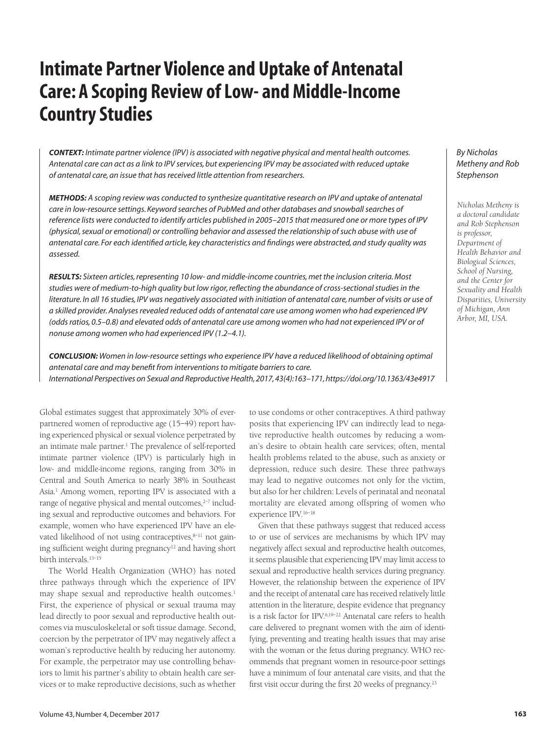# Intimate Partner Violence and Uptake of Antenatal Care: A Scoping Review of Low- and Middle-Income Country Studies

*By Nicholas Metheny and Rob Stephenson*

*Nicholas Metheny is a doctoral candidate and Rob Stephenson is professor, Department of Health Behavior and Biological Sciences, School of Nursing, and the Center for Sexuality and Health Disparities, University of Michigan, Ann Arbor, MI, USA.*

***CONTEXT:*** *Intimate partner violence (IPV) is associated with negative physical and mental health outcomes. Antenatal care can act as a link to IPV services, but experiencing IPV may be associated with reduced uptake of antenatal care, an issue that has received little attention from researchers.*

***METHODS:*** *A scoping review was conducted to synthesize quantitative research on IPV and uptake of antenatal care in low-resource settings. Keyword searches of PubMed and other databases and snowball searches of reference lists were conducted to identify articles published in 2005–2015 that measured one or more types of IPV (physical, sexual or emotional) or controlling behavior and assessed the relationship of such abuse with use of antenatal care. For each identified article, key characteristics and findings were abstracted, and study quality was assessed.*

***RESULTS:*** *Sixteen articles, representing 10 low- and middle-income countries, met the inclusion criteria. Most studies were of medium-to-high quality but low rigor, reflecting the abundance of cross-sectional studies in the literature. In all 16 studies, IPV was negatively associated with initiation of antenatal care, number of visits or use of a skilled provider. Analyses revealed reduced odds of antenatal care use among women who had experienced IPV (odds ratios, 0.5–0.8) and elevated odds of antenatal care use among women who had not experienced IPV or of nonuse among women who had experienced IPV (1.2–4.1).*

***CONCLUSION:*** *Women in low-resource settings who experience IPV have a reduced likelihood of obtaining optimal antenatal care and may benefit from interventions to mitigate barriers to care.*

*International Perspectives on Sexual and Reproductive Health, 2017, 43(4):163–171, https://doi.org/10.1363/43e4917*

Global estimates suggest that approximately 30% of ever-partnered women of reproductive age (15–49) report having experienced physical or sexual violence perpetrated by an intimate male partner.[1] The prevalence of self-reported intimate partner violence (IPV) is particularly high in low- and middle-income regions, ranging from 30% in Central and South America to nearly 38% in Southeast Asia.[1] Among women, reporting IPV is associated with a range of negative physical and mental outcomes,[2–7] including sexual and reproductive outcomes and behaviors. For example, women who have experienced IPV have an elevated likelihood of not using contraceptives,[8–11] not gaining sufficient weight during pregnancy[12] and having short birth intervals.[13–15]

The World Health Organization (WHO) has noted three pathways through which the experience of IPV may shape sexual and reproductive health outcomes.[1] First, the experience of physical or sexual trauma may lead directly to poor sexual and reproductive health outcomes via musculoskeletal or soft tissue damage. Second, coercion by the perpetrator of IPV may negatively affect a woman's reproductive health by reducing her autonomy. For example, the perpetrator may use controlling behaviors to limit his partner's ability to obtain health care services or to make reproductive decisions, such as whether to use condoms or other contraceptives. A third pathway posits that experiencing IPV can indirectly lead to negative reproductive health outcomes by reducing a woman's desire to obtain health care services; often, mental health problems related to the abuse, such as anxiety or depression, reduce such desire. These three pathways may lead to negative outcomes not only for the victim, but also for her children: Levels of perinatal and neonatal mortality are elevated among offspring of women who experience IPV.[16–18]

Given that these pathways suggest that reduced access to or use of services are mechanisms by which IPV may negatively affect sexual and reproductive health outcomes, it seems plausible that experiencing IPV may limit access to sexual and reproductive health services during pregnancy. However, the relationship between the experience of IPV and the receipt of antenatal care has received relatively little attention in the literature, despite evidence that pregnancy is a risk factor for IPV.[6,19–22] Antenatal care refers to health care delivered to pregnant women with the aim of identifying, preventing and treating health issues that may arise with the woman or the fetus during pregnancy. WHO recommends that pregnant women in resource-poor settings have a minimum of four antenatal care visits, and that the first visit occur during the first 20 weeks of pregnancy.[23]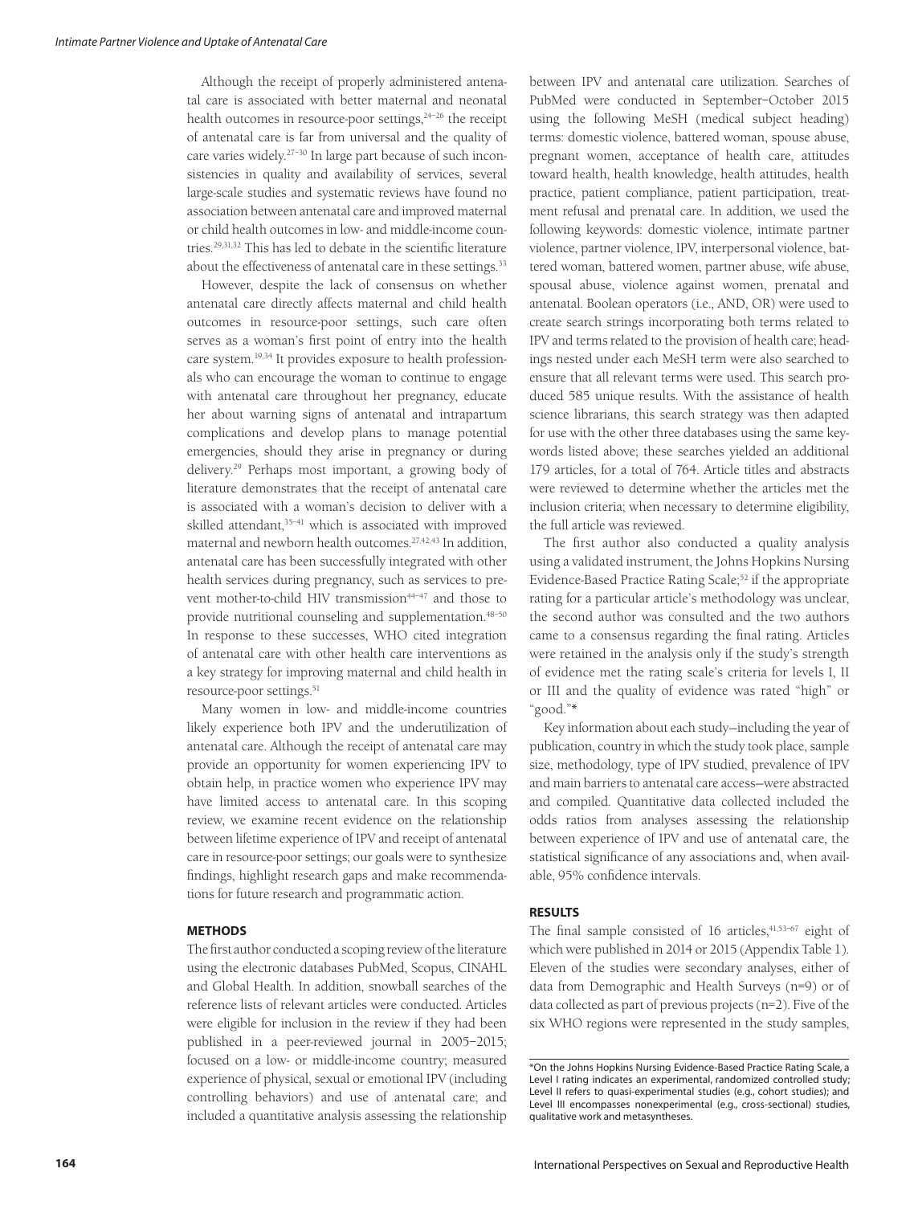Although the receipt of properly administered antenatal care is associated with better maternal and neonatal health outcomes in resource-poor settings,[24–26] the receipt of antenatal care is far from universal and the quality of care varies widely.[27–30] In large part because of such inconsistencies in quality and availability of services, several large-scale studies and systematic reviews have found no association between antenatal care and improved maternal or child health outcomes in low- and middle-income countries.[29,31,32] This has led to debate in the scientific literature about the effectiveness of antenatal care in these settings.[33]

However, despite the lack of consensus on whether antenatal care directly affects maternal and child health outcomes in resource-poor settings, such care often serves as a woman's first point of entry into the health care system.[19,34] It provides exposure to health professionals who can encourage the woman to continue to engage with antenatal care throughout her pregnancy, educate her about warning signs of antenatal and intrapartum complications and develop plans to manage potential emergencies, should they arise in pregnancy or during delivery.[29] Perhaps most important, a growing body of literature demonstrates that the receipt of antenatal care is associated with a woman's decision to deliver with a skilled attendant,[35–41] which is associated with improved maternal and newborn health outcomes.[27,42,43] In addition, antenatal care has been successfully integrated with other health services during pregnancy, such as services to prevent mother-to-child HIV transmission[44–47] and those to provide nutritional counseling and supplementation.[48–50] In response to these successes, WHO cited integration of antenatal care with other health care interventions as a key strategy for improving maternal and child health in resource-poor settings.[51]

Many women in low- and middle-income countries likely experience both IPV and the underutilization of antenatal care. Although the receipt of antenatal care may provide an opportunity for women experiencing IPV to obtain help, in practice women who experience IPV may have limited access to antenatal care. In this scoping review, we examine recent evidence on the relationship between lifetime experience of IPV and receipt of antenatal care in resource-poor settings; our goals were to synthesize findings, highlight research gaps and make recommendations for future research and programmatic action.

## METHODS

The first author conducted a scoping review of the literature using the electronic databases PubMed, Scopus, CINAHL and Global Health. In addition, snowball searches of the reference lists of relevant articles were conducted. Articles were eligible for inclusion in the review if they had been published in a peer-reviewed journal in 2005–2015; focused on a low- or middle-income country; measured experience of physical, sexual or emotional IPV (including controlling behaviors) and use of antenatal care; and included a quantitative analysis assessing the relationship between IPV and antenatal care utilization. Searches of PubMed were conducted in September–October 2015 using the following MeSH (medical subject heading) terms: domestic violence, battered woman, spouse abuse, pregnant women, acceptance of health care, attitudes toward health, health knowledge, health attitudes, health practice, patient compliance, patient participation, treatment refusal and prenatal care. In addition, we used the following keywords: domestic violence, intimate partner violence, partner violence, IPV, interpersonal violence, battered woman, battered women, partner abuse, wife abuse, spousal abuse, violence against women, prenatal and antenatal. Boolean operators (i.e., AND, OR) were used to create search strings incorporating both terms related to IPV and terms related to the provision of health care; headings nested under each MeSH term were also searched to ensure that all relevant terms were used. This search produced 585 unique results. With the assistance of health science librarians, this search strategy was then adapted for use with the other three databases using the same keywords listed above; these searches yielded an additional 179 articles, for a total of 764. Article titles and abstracts were reviewed to determine whether the articles met the inclusion criteria; when necessary to determine eligibility, the full article was reviewed.

The first author also conducted a quality analysis using a validated instrument, the Johns Hopkins Nursing Evidence-Based Practice Rating Scale;[52] if the appropriate rating for a particular article's methodology was unclear, the second author was consulted and the two authors came to a consensus regarding the final rating. Articles were retained in the analysis only if the study's strength of evidence met the rating scale's criteria for levels I, II or III and the quality of evidence was rated "high" or "good."*

Key information about each study—including the year of publication, country in which the study took place, sample size, methodology, type of IPV studied, prevalence of IPV and main barriers to antenatal care access—were abstracted and compiled. Quantitative data collected included the odds ratios from analyses assessing the relationship between experience of IPV and use of antenatal care, the statistical significance of any associations and, when available, 95% confidence intervals.

## RESULTS

The final sample consisted of 16 articles,[41,53–67] eight of which were published in 2014 or 2015 (Appendix Table 1). Eleven of the studies were secondary analyses, either of data from Demographic and Health Surveys (n=9) or of data collected as part of previous projects (n=2). Five of the six WHO regions were represented in the study samples,

*On the Johns Hopkins Nursing Evidence-Based Practice Rating Scale, a Level I rating indicates an experimental, randomized controlled study; Level II refers to quasi-experimental studies (e.g., cohort studies); and Level III encompasses nonexperimental (e.g., cross-sectional) studies, qualitative work and metasyntheses.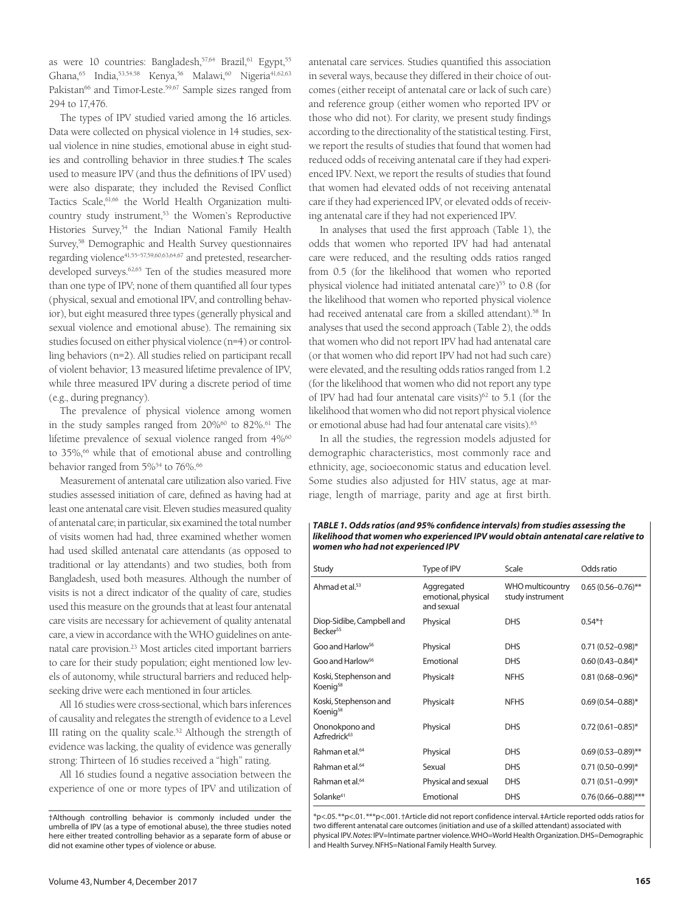as were 10 countries: Bangladesh,[57,64] Brazil,[61] Egypt,[55] Ghana,[65] India,[53,54,58] Kenya,[56] Malawi,[60] Nigeria[41,62,63] Pakistan[66] and Timor-Leste.[59,67] Sample sizes ranged from 294 to 17,476.

The types of IPV studied varied among the 16 articles. Data were collected on physical violence in 14 studies, sexual violence in nine studies, emotional abuse in eight studies and controlling behavior in three studies.† The scales used to measure IPV (and thus the definitions of IPV used) were also disparate; they included the Revised Conflict Tactics Scale,[61,66] the World Health Organization multicountry study instrument,[53] the Women's Reproductive Histories Survey,[54] the Indian National Family Health Survey,[58] Demographic and Health Survey questionnaires regarding violence[41,55–57,59,60,63,64,67] and pretested, researcher-developed surveys.[62,65] Ten of the studies measured more than one type of IPV; none of them quantified all four types (physical, sexual and emotional IPV, and controlling behavior), but eight measured three types (generally physical and sexual violence and emotional abuse). The remaining six studies focused on either physical violence (n=4) or controlling behaviors (n=2). All studies relied on participant recall of violent behavior; 13 measured lifetime prevalence of IPV, while three measured IPV during a discrete period of time (e.g., during pregnancy).

The prevalence of physical violence among women in the study samples ranged from 20%[60] to 82%.[61] The lifetime prevalence of sexual violence ranged from 4%[60] to 35%,[66] while that of emotional abuse and controlling behavior ranged from 5%[54] to 76%.[66]

Measurement of antenatal care utilization also varied. Five studies assessed initiation of care, defined as having had at least one antenatal care visit. Eleven studies measured quality of antenatal care; in particular, six examined the total number of visits women had had, three examined whether women had used skilled antenatal care attendants (as opposed to traditional or lay attendants) and two studies, both from Bangladesh, used both measures. Although the number of visits is not a direct indicator of the quality of care, studies used this measure on the grounds that at least four antenatal care visits are necessary for achievement of quality antenatal care, a view in accordance with the WHO guidelines on antenatal care provision.[23] Most articles cited important barriers to care for their study population; eight mentioned low levels of autonomy, while structural barriers and reduced help-seeking drive were each mentioned in four articles.

All 16 studies were cross-sectional, which bars inferences of causality and relegates the strength of evidence to a Level III rating on the quality scale.[52] Although the strength of evidence was lacking, the quality of evidence was generally strong: Thirteen of 16 studies received a "high" rating.

All 16 studies found a negative association between the experience of one or more types of IPV and utilization of antenatal care services. Studies quantified this association in several ways, because they differed in their choice of outcomes (either receipt of antenatal care or lack of such care) and reference group (either women who reported IPV or those who did not). For clarity, we present study findings according to the directionality of the statistical testing. First, we report the results of studies that found that women had reduced odds of receiving antenatal care if they had experienced IPV. Next, we report the results of studies that found that women had elevated odds of not receiving antenatal care if they had experienced IPV, or elevated odds of receiving antenatal care if they had not experienced IPV.

In analyses that used the first approach (Table 1), the odds that women who reported IPV had had antenatal care were reduced, and the resulting odds ratios ranged from 0.5 (for the likelihood that women who reported physical violence had initiated antenatal care)[55] to 0.8 (for the likelihood that women who reported physical violence had received antenatal care from a skilled attendant).[58] In analyses that used the second approach (Table 2), the odds that women who did not report IPV had had antenatal care (or that women who did report IPV had not had such care) were elevated, and the resulting odds ratios ranged from 1.2 (for the likelihood that women who did not report any type of IPV had had four antenatal care visits)[62] to 5.1 (for the likelihood that women who did not report physical violence or emotional abuse had had four antenatal care visits).[65]

In all the studies, the regression models adjusted for demographic characteristics, most commonly race and ethnicity, age, socioeconomic status and education level. Some studies also adjusted for HIV status, age at marriage, length of marriage, parity and age at first birth.

†Although controlling behavior is commonly included under the umbrella of IPV (as a type of emotional abuse), the three studies noted here either treated controlling behavior as a separate form of abuse or did not examine other types of violence or abuse.

***TABLE 1. Odds ratios (and 95% confidence intervals) from studies assessing the likelihood that women who experienced IPV would obtain antenatal care relative to women who had not experienced IPV***

| Study | Type of IPV | Scale | Odds ratio |
|---|---|---|---|
| Ahmad et al.[53] | Aggregated emotional, physical and sexual | WHO multicountry study instrument | 0.65 (0.56–0.76)** |
| Diop-Sidibe, Campbell and Becker[55] | Physical | DHS | 0.54*† |
| Goo and Harlow[56] | Physical | DHS | 0.71 (0.52–0.98)* |
| Goo and Harlow[56] | Emotional | DHS | 0.60 (0.43–0.84)* |
| Koski, Stephenson and Koenig[58] | Physical‡ | NFHS | 0.81 (0.68–0.96)* |
| Koski, Stephenson and Koenig[58] | Physical‡ | NFHS | 0.69 (0.54–0.88)* |
| Ononokpono and Azfredrick[63] | Physical | DHS | 0.72 (0.61–0.85)* |
| Rahman et al.[64] | Physical | DHS | 0.69 (0.53–0.89)** |
| Rahman et al.[64] | Sexual | DHS | 0.71 (0.50–0.99)* |
| Rahman et al.[64] | Physical and sexual | DHS | 0.71 (0.51–0.99)* |
| Solanke[41] | Emotional | DHS | 0.76 (0.66–0.88)*** |

*p<.05. **p<.01. ***p<.001. †Article did not report confidence interval. ‡Article reported odds ratios for two different antenatal care outcomes (initiation and use of a skilled attendant) associated with physical IPV. *Notes:* IPV=Intimate partner violence. WHO=World Health Organization. DHS=Demographic and Health Survey. NFHS=National Family Health Survey.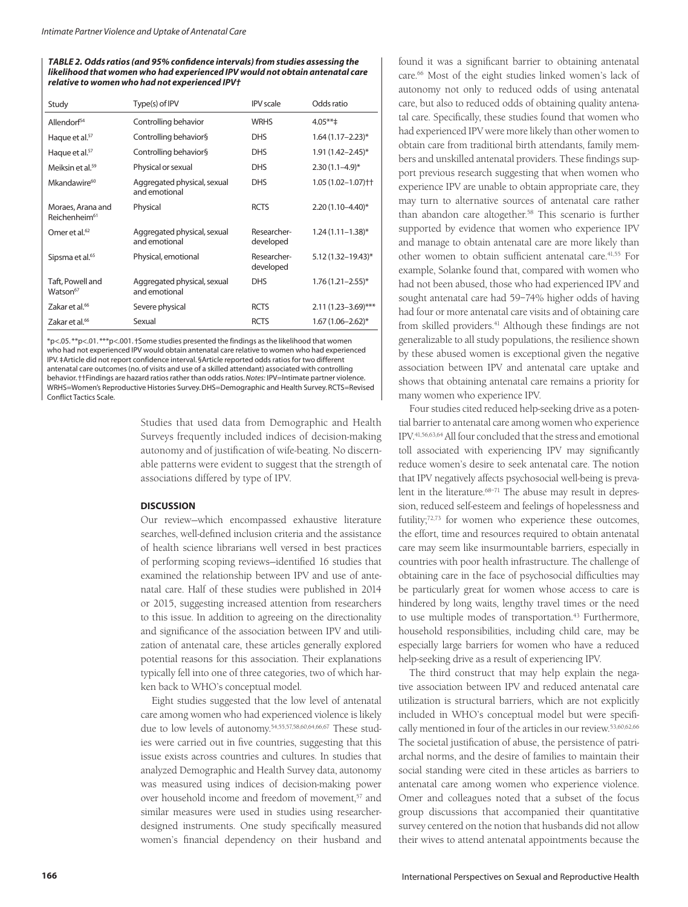**TABLE 2. Odds ratios (and 95% confidence intervals) from studies assessing the likelihood that women who had experienced IPV would not obtain antenatal care relative to women who had not experienced IPV†**

| Study | Type(s) of IPV | IPV scale | Odds ratio |
|---|---|---|---|
| Allendorf[54] | Controlling behavior | WRHS | 4.05**‡ |
| Haque et al.[57] | Controlling behavior§ | DHS | 1.64 (1.17–2.23)* |
| Haque et al.[57] | Controlling behavior§ | DHS | 1.91 (1.42–2.45)* |
| Meiksin et al.[59] | Physical or sexual | DHS | 2.30 (1.1–4.9)* |
| Mkandawire[60] | Aggregated physical, sexual and emotional | DHS | 1.05 (1.02–1.07)†† |
| Moraes, Arana and Reichenheim[61] | Physical | RCTS | 2.20 (1.10–4.40)* |
| Omer et al.[62] | Aggregated physical, sexual and emotional | Researcher-developed | 1.24 (1.11–1.38)* |
| Sipsma et al.[65] | Physical, emotional | Researcher-developed | 5.12 (1.32–19.43)* |
| Taft, Powell and Watson[67] | Aggregated physical, sexual and emotional | DHS | 1.76 (1.21–2.55)* |
| Zakar et al.[66] | Severe physical | RCTS | 2.11 (1.23–3.69)*** |
| Zakar et al.[66] | Sexual | RCTS | 1.67 (1.06–2.62)* |

*p<.05. **p<.01. ***p<.001. †Some studies presented the findings as the likelihood that women who had not experienced IPV would obtain antenatal care relative to women who had experienced IPV. ‡Article did not report confidence interval. §Article reported odds ratios for two different antenatal care outcomes (no. of visits and use of a skilled attendant) associated with controlling behavior. ††Findings are hazard ratios rather than odds ratios. *Notes:* IPV=Intimate partner violence. WRHS=Women's Reproductive Histories Survey. DHS=Demographic and Health Survey. RCTS=Revised Conflict Tactics Scale.

Studies that used data from Demographic and Health Surveys frequently included indices of decision-making autonomy and of justification of wife-beating. No discernable patterns were evident to suggest that the strength of associations differed by type of IPV.

## DISCUSSION

Our review—which encompassed exhaustive literature searches, well-defined inclusion criteria and the assistance of health science librarians well versed in best practices of performing scoping reviews—identified 16 studies that examined the relationship between IPV and use of antenatal care. Half of these studies were published in 2014 or 2015, suggesting increased attention from researchers to this issue. In addition to agreeing on the directionality and significance of the association between IPV and utilization of antenatal care, these articles generally explored potential reasons for this association. Their explanations typically fell into one of three categories, two of which harken back to WHO's conceptual model.

Eight studies suggested that the low level of antenatal care among women who had experienced violence is likely due to low levels of autonomy.[54,55,57,58,60,64,66,67] These studies were carried out in five countries, suggesting that this issue exists across countries and cultures. In studies that analyzed Demographic and Health Survey data, autonomy was measured using indices of decision-making power over household income and freedom of movement,[57] and similar measures were used in studies using researcher-designed instruments. One study specifically measured women's financial dependency on their husband and found it was a significant barrier to obtaining antenatal care.[66] Most of the eight studies linked women's lack of autonomy not only to reduced odds of using antenatal care, but also to reduced odds of obtaining quality antenatal care. Specifically, these studies found that women who had experienced IPV were more likely than other women to obtain care from traditional birth attendants, family members and unskilled antenatal providers. These findings support previous research suggesting that when women who experience IPV are unable to obtain appropriate care, they may turn to alternative sources of antenatal care rather than abandon care altogether.[58] This scenario is further supported by evidence that women who experience IPV and manage to obtain antenatal care are more likely than other women to obtain sufficient antenatal care.[41,55] For example, Solanke found that, compared with women who had not been abused, those who had experienced IPV and sought antenatal care had 59–74% higher odds of having had four or more antenatal care visits and of obtaining care from skilled providers.[41] Although these findings are not generalizable to all study populations, the resilience shown by these abused women is exceptional given the negative association between IPV and antenatal care uptake and shows that obtaining antenatal care remains a priority for many women who experience IPV.

Four studies cited reduced help-seeking drive as a potential barrier to antenatal care among women who experience IPV.[41,56,63,64] All four concluded that the stress and emotional toll associated with experiencing IPV may significantly reduce women's desire to seek antenatal care. The notion that IPV negatively affects psychosocial well-being is prevalent in the literature.[68–71] The abuse may result in depression, reduced self-esteem and feelings of hopelessness and futility;[72,73] for women who experience these outcomes, the effort, time and resources required to obtain antenatal care may seem like insurmountable barriers, especially in countries with poor health infrastructure. The challenge of obtaining care in the face of psychosocial difficulties may be particularly great for women whose access to care is hindered by long waits, lengthy travel times or the need to use multiple modes of transportation.[43] Furthermore, household responsibilities, including child care, may be especially large barriers for women who have a reduced help-seeking drive as a result of experiencing IPV.

The third construct that may help explain the negative association between IPV and reduced antenatal care utilization is structural barriers, which are not explicitly included in WHO's conceptual model but were specifically mentioned in four of the articles in our review.[53,60,62,66] The societal justification of abuse, the persistence of patriarchal norms, and the desire of families to maintain their social standing were cited in these articles as barriers to antenatal care among women who experience violence. Omer and colleagues noted that a subset of the focus group discussions that accompanied their quantitative survey centered on the notion that husbands did not allow their wives to attend antenatal appointments because the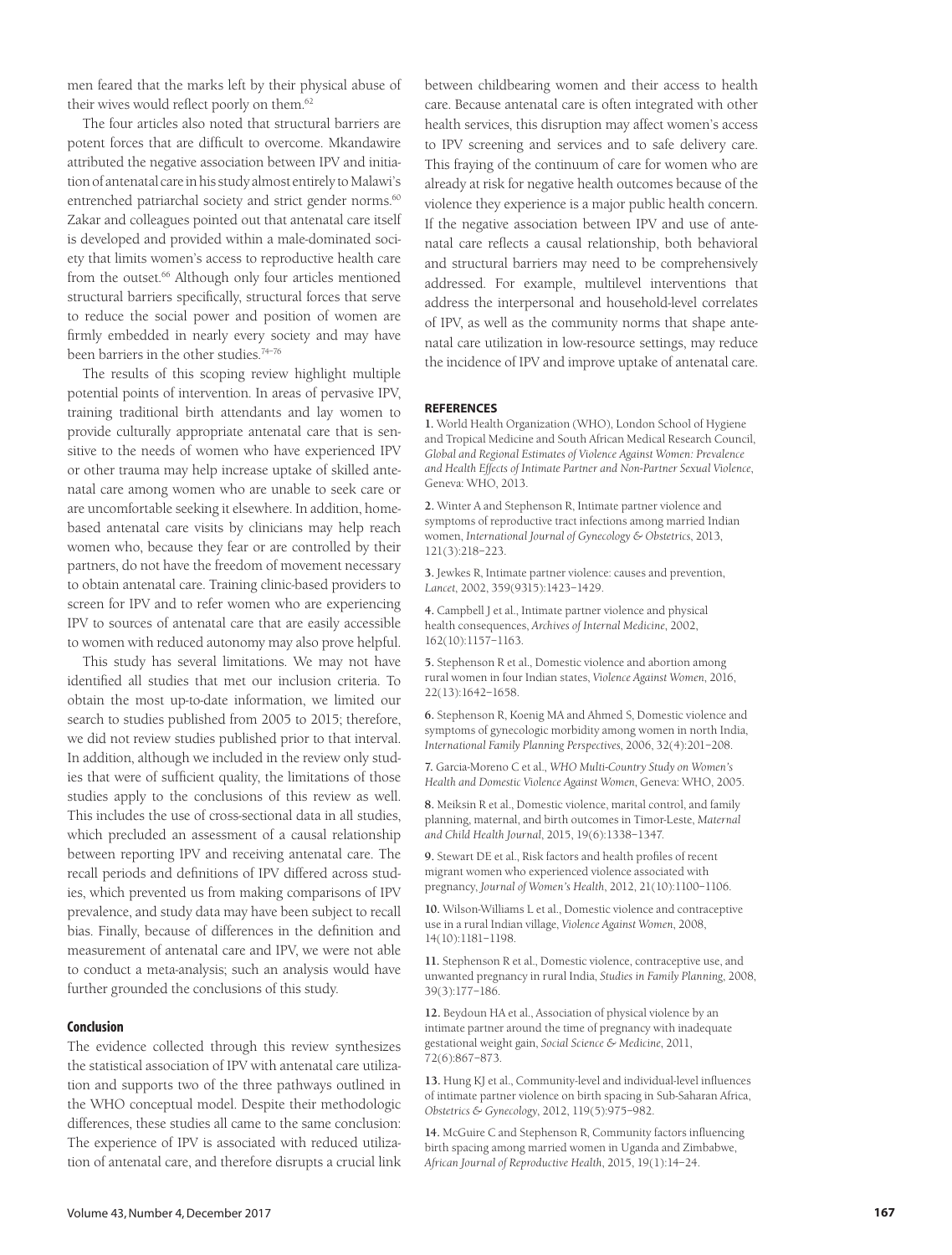men feared that the marks left by their physical abuse of their wives would reflect poorly on them.[62]

The four articles also noted that structural barriers are potent forces that are difficult to overcome. Mkandawire attributed the negative association between IPV and initiation of antenatal care in his study almost entirely to Malawi's entrenched patriarchal society and strict gender norms.[60] Zakar and colleagues pointed out that antenatal care itself is developed and provided within a male-dominated society that limits women's access to reproductive health care from the outset.[66] Although only four articles mentioned structural barriers specifically, structural forces that serve to reduce the social power and position of women are firmly embedded in nearly every society and may have been barriers in the other studies.[74–76]

The results of this scoping review highlight multiple potential points of intervention. In areas of pervasive IPV, training traditional birth attendants and lay women to provide culturally appropriate antenatal care that is sensitive to the needs of women who have experienced IPV or other trauma may help increase uptake of skilled antenatal care among women who are unable to seek care or are uncomfortable seeking it elsewhere. In addition, home-based antenatal care visits by clinicians may help reach women who, because they fear or are controlled by their partners, do not have the freedom of movement necessary to obtain antenatal care. Training clinic-based providers to screen for IPV and to refer women who are experiencing IPV to sources of antenatal care that are easily accessible to women with reduced autonomy may also prove helpful.

This study has several limitations. We may not have identified all studies that met our inclusion criteria. To obtain the most up-to-date information, we limited our search to studies published from 2005 to 2015; therefore, we did not review studies published prior to that interval. In addition, although we included in the review only studies that were of sufficient quality, the limitations of those studies apply to the conclusions of this review as well. This includes the use of cross-sectional data in all studies, which precluded an assessment of a causal relationship between reporting IPV and receiving antenatal care. The recall periods and definitions of IPV differed across studies, which prevented us from making comparisons of IPV prevalence, and study data may have been subject to recall bias. Finally, because of differences in the definition and measurement of antenatal care and IPV, we were not able to conduct a meta-analysis; such an analysis would have further grounded the conclusions of this study.

### Conclusion

The evidence collected through this review synthesizes the statistical association of IPV with antenatal care utilization and supports two of the three pathways outlined in the WHO conceptual model. Despite their methodologic differences, these studies all came to the same conclusion: The experience of IPV is associated with reduced utilization of antenatal care, and therefore disrupts a crucial link between childbearing women and their access to health care. Because antenatal care is often integrated with other health services, this disruption may affect women's access to IPV screening and services and to safe delivery care. This fraying of the continuum of care for women who are already at risk for negative health outcomes because of the violence they experience is a major public health concern. If the negative association between IPV and use of antenatal care reflects a causal relationship, both behavioral and structural barriers may need to be comprehensively addressed. For example, multilevel interventions that address the interpersonal and household-level correlates of IPV, as well as the community norms that shape antenatal care utilization in low-resource settings, may reduce the incidence of IPV and improve uptake of antenatal care.

### REFERENCES

**1.** World Health Organization (WHO), London School of Hygiene and Tropical Medicine and South African Medical Research Council, *Global and Regional Estimates of Violence Against Women: Prevalence and Health Effects of Intimate Partner and Non-Partner Sexual Violence*, Geneva: WHO, 2013.

**2.** Winter A and Stephenson R, Intimate partner violence and symptoms of reproductive tract infections among married Indian women, *International Journal of Gynecology & Obstetrics*, 2013, 121(3):218–223.

**3.** Jewkes R, Intimate partner violence: causes and prevention, *Lancet*, 2002, 359(9315):1423–1429.

**4.** Campbell J et al., Intimate partner violence and physical health consequences, *Archives of Internal Medicine*, 2002, 162(10):1157–1163.

**5.** Stephenson R et al., Domestic violence and abortion among rural women in four Indian states, *Violence Against Women*, 2016, 22(13):1642–1658.

**6.** Stephenson R, Koenig MA and Ahmed S, Domestic violence and symptoms of gynecologic morbidity among women in north India, *International Family Planning Perspectives*, 2006, 32(4):201–208.

**7.** Garcia-Moreno C et al., *WHO Multi-Country Study on Women's Health and Domestic Violence Against Women*, Geneva: WHO, 2005.

**8.** Meiksin R et al., Domestic violence, marital control, and family planning, maternal, and birth outcomes in Timor-Leste, *Maternal and Child Health Journal*, 2015, 19(6):1338–1347.

**9.** Stewart DE et al., Risk factors and health profiles of recent migrant women who experienced violence associated with pregnancy, *Journal of Women's Health*, 2012, 21(10):1100–1106.

**10.** Wilson-Williams L et al., Domestic violence and contraceptive use in a rural Indian village, *Violence Against Women*, 2008, 14(10):1181–1198.

**11.** Stephenson R et al., Domestic violence, contraceptive use, and unwanted pregnancy in rural India, *Studies in Family Planning*, 2008, 39(3):177–186.

**12.** Beydoun HA et al., Association of physical violence by an intimate partner around the time of pregnancy with inadequate gestational weight gain, *Social Science & Medicine*, 2011, 72(6):867–873.

**13.** Hung KJ et al., Community-level and individual-level influences of intimate partner violence on birth spacing in Sub-Saharan Africa, *Obstetrics & Gynecology*, 2012, 119(5):975–982.

**14.** McGuire C and Stephenson R, Community factors influencing birth spacing among married women in Uganda and Zimbabwe, *African Journal of Reproductive Health*, 2015, 19(1):14–24.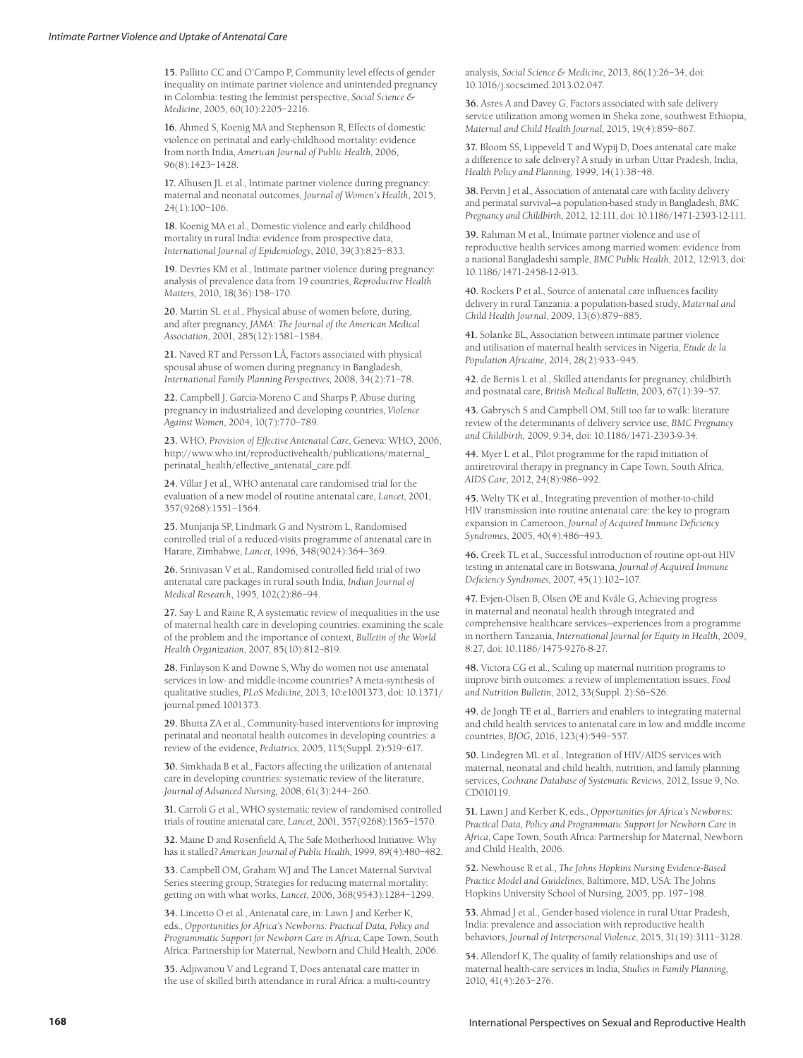**15.** Pallitto CC and O'Campo P, Community level effects of gender inequality on intimate partner violence and unintended pregnancy in Colombia: testing the feminist perspective, *Social Science & Medicine*, 2005, 60(10):2205–2216.

**16.** Ahmed S, Koenig MA and Stephenson R, Effects of domestic violence on perinatal and early-childhood mortality: evidence from north India, *American Journal of Public Health*, 2006, 96(8):1423–1428.

**17.** Alhusen JL et al., Intimate partner violence during pregnancy: maternal and neonatal outcomes, *Journal of Women's Health*, 2015, 24(1):100–106.

**18.** Koenig MA et al., Domestic violence and early childhood mortality in rural India: evidence from prospective data, *International Journal of Epidemiology*, 2010, 39(3):825–833.

**19.** Devries KM et al., Intimate partner violence during pregnancy: analysis of prevalence data from 19 countries, *Reproductive Health Matters*, 2010, 18(36):158–170.

**20.** Martin SL et al., Physical abuse of women before, during, and after pregnancy, *JAMA: The Journal of the American Medical Association*, 2001, 285(12):1581–1584.

**21.** Naved RT and Persson LÅ, Factors associated with physical spousal abuse of women during pregnancy in Bangladesh, *International Family Planning Perspectives*, 2008, 34(2):71–78.

**22.** Campbell J, Garcia-Moreno C and Sharps P, Abuse during pregnancy in industrialized and developing countries, *Violence Against Women*, 2004, 10(7):770–789.

**23.** WHO, *Provision of Effective Antenatal Care*, Geneva: WHO, 2006, http://www.who.int/reproductivehealth/publications/maternal_perinatal_health/effective_antenatal_care.pdf.

**24.** Villar J et al., WHO antenatal care randomised trial for the evaluation of a new model of routine antenatal care, *Lancet*, 2001, 357(9268):1551–1564.

**25.** Munjanja SP, Lindmark G and Nyström L, Randomised controlled trial of a reduced-visits programme of antenatal care in Harare, Zimbabwe, *Lancet*, 1996, 348(9024):364–369.

**26.** Srinivasan V et al., Randomised controlled field trial of two antenatal care packages in rural south India, *Indian Journal of Medical Research*, 1995, 102(2):86–94.

**27.** Say L and Raine R, A systematic review of inequalities in the use of maternal health care in developing countries: examining the scale of the problem and the importance of context, *Bulletin of the World Health Organization*, 2007, 85(10):812–819.

**28.** Finlayson K and Downe S, Why do women not use antenatal services in low- and middle-income countries? A meta-synthesis of qualitative studies, *PLoS Medicine*, 2013, 10:e1001373, doi: 10.1371/journal.pmed.1001373.

**29.** Bhutta ZA et al., Community-based interventions for improving perinatal and neonatal health outcomes in developing countries: a review of the evidence, *Pediatrics*, 2005, 115(Suppl. 2):519–617.

**30.** Simkhada B et al., Factors affecting the utilization of antenatal care in developing countries: systematic review of the literature, *Journal of Advanced Nursing*, 2008, 61(3):244–260.

**31.** Carroli G et al., WHO systematic review of randomised controlled trials of routine antenatal care, *Lancet*, 2001, 357(9268):1565–1570.

**32.** Maine D and Rosenfield A, The Safe Motherhood Initiative: Why has it stalled? *American Journal of Public Health*, 1999, 89(4):480–482.

**33.** Campbell OM, Graham WJ and The Lancet Maternal Survival Series steering group, Strategies for reducing maternal mortality: getting on with what works, *Lancet*, 2006, 368(9543):1284–1299.

**34.** Lincetto O et al., Antenatal care, in: Lawn J and Kerber K, eds., *Opportunities for Africa's Newborns: Practical Data, Policy and Programmatic Support for Newborn Care in Africa*, Cape Town, South Africa: Partnership for Maternal, Newborn and Child Health, 2006.

**35.** Adjiwanou V and Legrand T, Does antenatal care matter in the use of skilled birth attendance in rural Africa: a multi-country analysis, *Social Science & Medicine*, 2013, 86(1):26–34, doi: 10.1016/j.socscimed.2013.02.047.

**36.** Asres A and Davey G, Factors associated with safe delivery service utilization among women in Sheka zone, southwest Ethiopia, *Maternal and Child Health Journal*, 2015, 19(4):859–867.

**37.** Bloom SS, Lippeveld T and Wypij D, Does antenatal care make a difference to safe delivery? A study in urban Uttar Pradesh, India, *Health Policy and Planning*, 1999, 14(1):38–48.

**38.** Pervin J et al., Association of antenatal care with facility delivery and perinatal survival—a population-based study in Bangladesh, *BMC Pregnancy and Childbirth*, 2012, 12:111, doi: 10.1186/1471-2393-12-111.

**39.** Rahman M et al., Intimate partner violence and use of reproductive health services among married women: evidence from a national Bangladeshi sample, *BMC Public Health*, 2012, 12:913, doi: 10.1186/1471-2458-12-913.

**40.** Rockers P et al., Source of antenatal care influences facility delivery in rural Tanzania: a population-based study, *Maternal and Child Health Journal*, 2009, 13(6):879–885.

**41.** Solanke BL, Association between intimate partner violence and utilisation of maternal health services in Nigeria, *Etude de la Population Africaine*, 2014, 28(2):933–945.

**42.** de Bernis L et al., Skilled attendants for pregnancy, childbirth and postnatal care, *British Medical Bulletin*, 2003, 67(1):39–57.

**43.** Gabrysch S and Campbell OM, Still too far to walk: literature review of the determinants of delivery service use, *BMC Pregnancy and Childbirth*, 2009, 9:34, doi: 10.1186/1471-2393-9-34.

**44.** Myer L et al., Pilot programme for the rapid initiation of antiretroviral therapy in pregnancy in Cape Town, South Africa, *AIDS Care*, 2012, 24(8):986–992.

**45.** Welty TK et al., Integrating prevention of mother-to-child HIV transmission into routine antenatal care: the key to program expansion in Cameroon, *Journal of Acquired Immune Deficiency Syndromes*, 2005, 40(4):486–493.

**46.** Creek TL et al., Successful introduction of routine opt-out HIV testing in antenatal care in Botswana, *Journal of Acquired Immune Deficiency Syndromes*, 2007, 45(1):102–107.

**47.** Evjen-Olsen B, Olsen ØE and Kvåle G, Achieving progress in maternal and neonatal health through integrated and comprehensive healthcare services—experiences from a programme in northern Tanzania, *International Journal for Equity in Health*, 2009, 8:27, doi: 10.1186/1475-9276-8-27.

**48.** Victora CG et al., Scaling up maternal nutrition programs to improve birth outcomes: a review of implementation issues, *Food and Nutrition Bulletin*, 2012, 33(Suppl. 2):S6–S26.

**49.** de Jongh TE et al., Barriers and enablers to integrating maternal and child health services to antenatal care in low and middle income countries, *BJOG*, 2016, 123(4):549–557.

**50.** Lindegren ML et al., Integration of HIV/AIDS services with maternal, neonatal and child health, nutrition, and family planning services, *Cochrane Database of Systematic Reviews*, 2012, Issue 9, No. CD010119.

**51.** Lawn J and Kerber K, eds., *Opportunities for Africa's Newborns: Practical Data, Policy and Programmatic Support for Newborn Care in Africa*, Cape Town, South Africa: Partnership for Maternal, Newborn and Child Health, 2006.

**52.** Newhouse R et al., *The Johns Hopkins Nursing Evidence-Based Practice Model and Guidelines*, Baltimore, MD, USA: The Johns Hopkins University School of Nursing, 2005, pp. 197–198.

**53.** Ahmad J et al., Gender-based violence in rural Uttar Pradesh, India: prevalence and association with reproductive health behaviors, *Journal of Interpersonal Violence*, 2015, 31(19):3111–3128.

**54.** Allendorf K, The quality of family relationships and use of maternal health-care services in India, *Studies in Family Planning*, 2010, 41(4):263–276.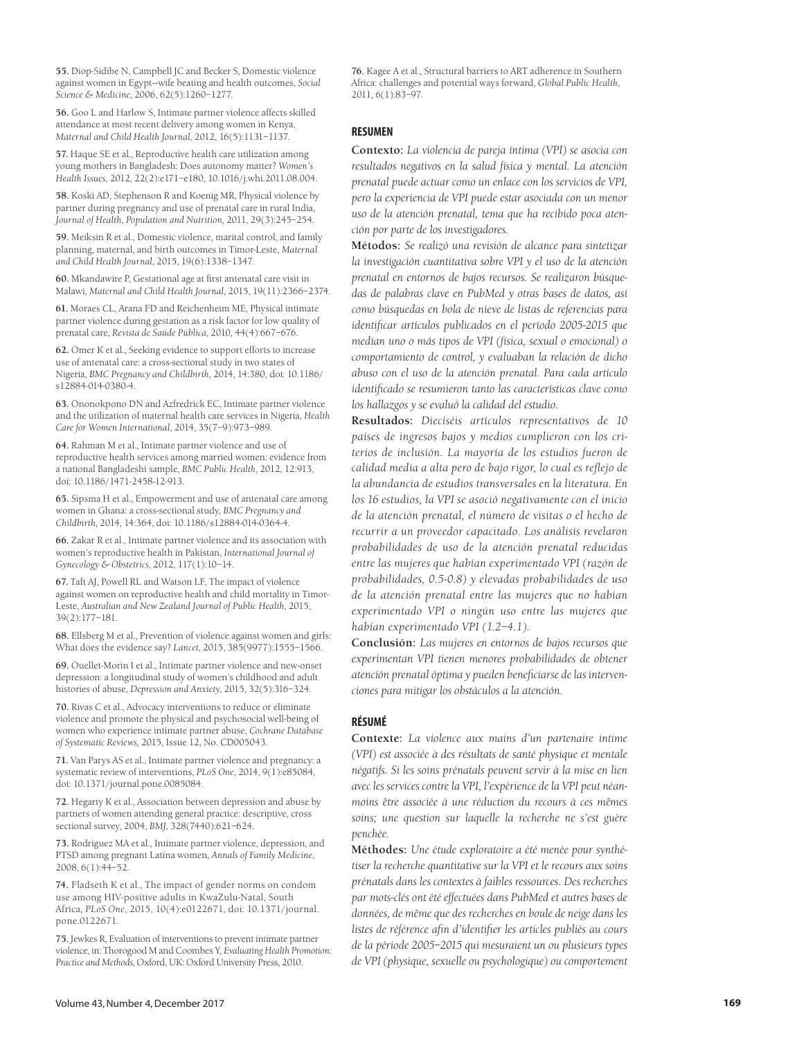55. Diop-Sidibe N, Campbell JC and Becker S, Domestic violence against women in Egypt—wife beating and health outcomes, *Social Science & Medicine*, 2006, 62(5):1260–1277.

56. Goo L and Harlow S, Intimate partner violence affects skilled attendance at most recent delivery among women in Kenya, *Maternal and Child Health Journal*, 2012, 16(5):1131–1137.

57. Haque SE et al., Reproductive health care utilization among young mothers in Bangladesh: Does autonomy matter? *Women's Health Issues*, 2012, 22(2):e171–e180, 10.1016/j.whi.2011.08.004.

58. Koski AD, Stephenson R and Koenig MR, Physical violence by partner during pregnancy and use of prenatal care in rural India, *Journal of Health, Population and Nutrition*, 2011, 29(3):245–254.

59. Meiksin R et al., Domestic violence, marital control, and family planning, maternal, and birth outcomes in Timor-Leste, *Maternal and Child Health Journal*, 2015, 19(6):1338–1347.

60. Mkandawire P, Gestational age at first antenatal care visit in Malawi, *Maternal and Child Health Journal*, 2015, 19(11):2366–2374.

61. Moraes CL, Arana FD and Reichenheim ME, Physical intimate partner violence during gestation as a risk factor for low quality of prenatal care, *Revista de Saúde Pública*, 2010, 44(4):667–676.

62. Omer K et al., Seeking evidence to support efforts to increase use of antenatal care: a cross-sectional study in two states of Nigeria, *BMC Pregnancy and Childbirth*, 2014, 14:380, doi: 10.1186/s12884-014-0380-4.

63. Ononokpono DN and Azfredrick EC, Intimate partner violence and the utilization of maternal health care services in Nigeria, *Health Care for Women International*, 2014, 35(7–9):973–989.

64. Rahman M et al., Intimate partner violence and use of reproductive health services among married women: evidence from a national Bangladeshi sample, *BMC Public Health*, 2012, 12:913, doi: 10.1186/1471-2458-12-913.

65. Sipsma H et al., Empowerment and use of antenatal care among women in Ghana: a cross-sectional study, *BMC Pregnancy and Childbirth*, 2014, 14:364, doi: 10.1186/s12884-014-0364-4.

66. Zakar R et al., Intimate partner violence and its association with women's reproductive health in Pakistan, *International Journal of Gynecology & Obstetrics*, 2012, 117(1):10–14.

67. Taft AJ, Powell RL and Watson LF, The impact of violence against women on reproductive health and child mortality in Timor-Leste, *Australian and New Zealand Journal of Public Health*, 2015, 39(2):177–181.

68. Ellsberg M et al., Prevention of violence against women and girls: What does the evidence say? *Lancet*, 2015, 385(9977):1555–1566.

69. Ouellet-Morin I et al., Intimate partner violence and new-onset depression: a longitudinal study of women's childhood and adult histories of abuse, *Depression and Anxiety*, 2015, 32(5):316–324.

70. Rivas C et al., Advocacy interventions to reduce or eliminate violence and promote the physical and psychosocial well-being of women who experience intimate partner abuse, *Cochrane Database of Systematic Reviews*, 2015, Issue 12, No. CD005043.

71. Van Parys AS et al., Intimate partner violence and pregnancy: a systematic review of interventions, *PLoS One*, 2014, 9(1):e85084, doi: 10.1371/journal.pone.0085084.

72. Hegarty K et al., Association between depression and abuse by partners of women attending general practice: descriptive, cross sectional survey, 2004, *BMJ*, 328(7440):621–624.

73. Rodriguez MA et al., Intimate partner violence, depression, and PTSD among pregnant Latina women, *Annals of Family Medicine*, 2008, 6(1):44–52.

74. Fladseth K et al., The impact of gender norms on condom use among HIV-positive adults in KwaZulu-Natal, South Africa, *PLoS One*, 2015, 10(4):e0122671, doi: 10.1371/journal.pone.0122671.

75. Jewkes R, Evaluation of interventions to prevent intimate partner violence, in: Thorogood M and Coombes Y, *Evaluating Health Promotion: Practice and Methods*, Oxford, UK: Oxford University Press, 2010.

76. Kagee A et al., Structural barriers to ART adherence in Southern Africa: challenges and potential ways forward, *Global Public Health*, 2011, 6(1):83–97.

## RESUMEN

**Contexto:** *La violencia de pareja íntima (VPI) se asocia con resultados negativos en la salud física y mental. La atención prenatal puede actuar como un enlace con los servicios de VPI, pero la experiencia de VPI puede estar asociada con un menor uso de la atención prenatal, tema que ha recibido poca atención por parte de los investigadores.*

**Métodos:** *Se realizó una revisión de alcance para sintetizar la investigación cuantitativa sobre VPI y el uso de la atención prenatal en entornos de bajos recursos. Se realizaron búsquedas de palabras clave en PubMed y otras bases de datos, así como búsquedas en bola de nieve de listas de referencias para identificar artículos publicados en el período 2005-2015 que medían uno o más tipos de VPI (física, sexual o emocional) o comportamiento de control, y evaluaban la relación de dicho abuso con el uso de la atención prenatal. Para cada artículo identificado se resumieron tanto las características clave como los hallazgos y se evaluó la calidad del estudio.*

**Resultados:** *Dieciséis artículos representativos de 10 países de ingresos bajos y medios cumplieron con los criterios de inclusión. La mayoría de los estudios fueron de calidad media a alta pero de bajo rigor, lo cual es reflejo de la abundancia de estudios transversales en la literatura. En los 16 estudios, la VPI se asoció negativamente con el inicio de la atención prenatal, el número de visitas o el hecho de recurrir a un proveedor capacitado. Los análisis revelaron probabilidades de uso de la atención prenatal reducidas entre las mujeres que habían experimentado VPI (razón de probabilidades, 0.5-0.8) y elevadas probabilidades de uso de la atención prenatal entre las mujeres que no habían experimentado VPI o ningún uso entre las mujeres que habían experimentado VPI (1.2–4.1).*

**Conclusión:** *Las mujeres en entornos de bajos recursos que experimentan VPI tienen menores probabilidades de obtener atención prenatal óptima y pueden beneficiarse de las intervenciones para mitigar los obstáculos a la atención.*

## RÉSUMÉ

**Contexte:** *La violence aux mains d'un partenaire intime (VPI) est associée à des résultats de santé physique et mentale négatifs. Si les soins prénatals peuvent servir à la mise en lien avec les services contre la VPI, l'expérience de la VPI peut néanmoins être associée à une réduction du recours à ces mêmes soins; une question sur laquelle la recherche ne s'est guère penchée.*

**Méthodes:** *Une étude exploratoire a été menée pour synthétiser la recherche quantitative sur la VPI et le recours aux soins prénatals dans les contextes à faibles ressources. Des recherches par mots-clés ont été effectuées dans PubMed et autres bases de données, de même que des recherches en boule de neige dans les listes de référence afin d'identifier les articles publiés au cours de la période 2005–2015 qui mesuraient un ou plusieurs types de VPI (physique, sexuelle ou psychologique) ou comportement*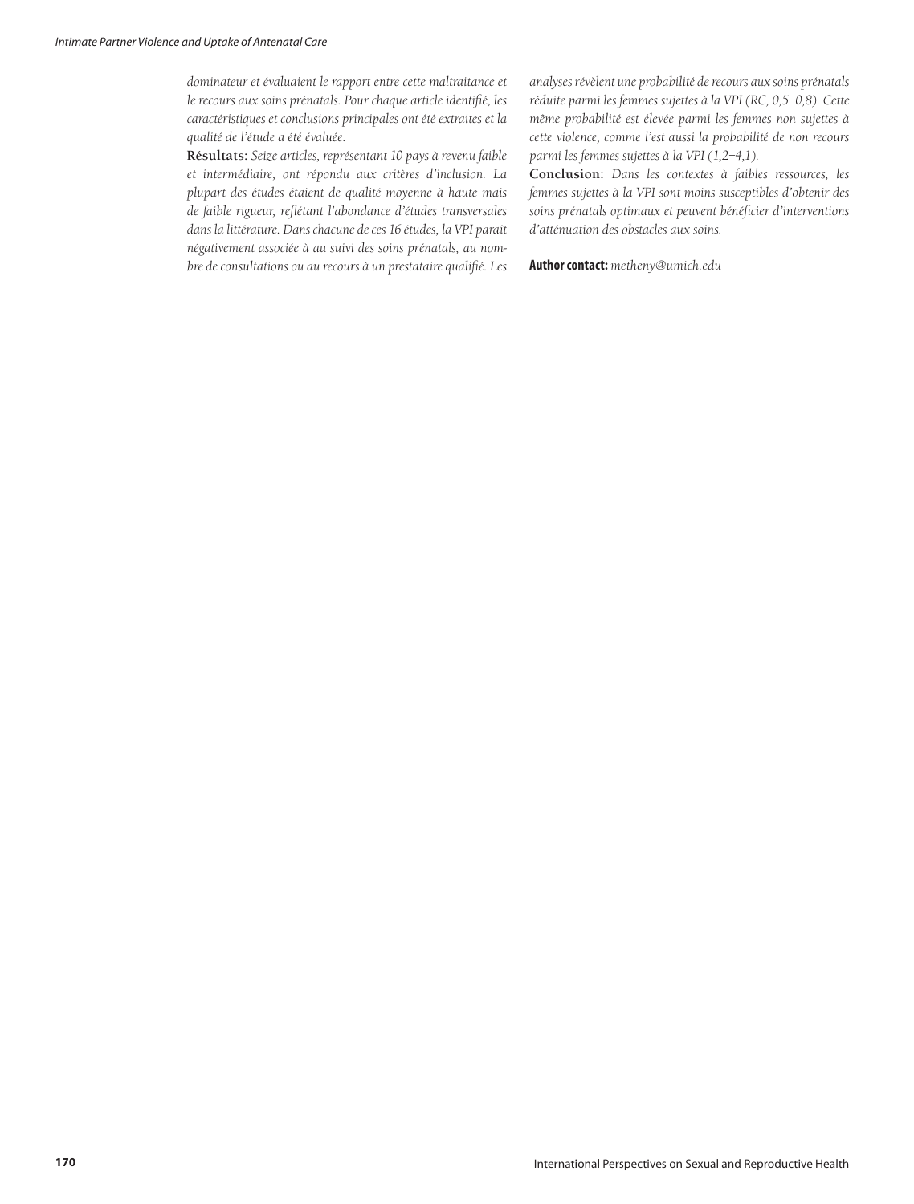*dominateur et évaluaient le rapport entre cette maltraitance et le recours aux soins prénatals. Pour chaque article identifié, les caractéristiques et conclusions principales ont été extraites et la qualité de l'étude a été évaluée.*

**Résultats:** *Seize articles, représentant 10 pays à revenu faible et intermédiaire, ont répondu aux critères d'inclusion. La plupart des études étaient de qualité moyenne à haute mais de faible rigueur, reflétant l'abondance d'études transversales dans la littérature. Dans chacune de ces 16 études, la VPI paraît négativement associée à au suivi des soins prénatals, au nombre de consultations ou au recours à un prestataire qualifié. Les analyses révèlent une probabilité de recours aux soins prénatals réduite parmi les femmes sujettes à la VPI (RC, 0,5–0,8). Cette même probabilité est élevée parmi les femmes non sujettes à cette violence, comme l'est aussi la probabilité de non recours parmi les femmes sujettes à la VPI (1,2–4,1).*

**Conclusion:** *Dans les contextes à faibles ressources, les femmes sujettes à la VPI sont moins susceptibles d'obtenir des soins prénatals optimaux et peuvent bénéficier d'interventions d'atténuation des obstacles aux soins.*

**Author contact:** *metheny@umich.edu*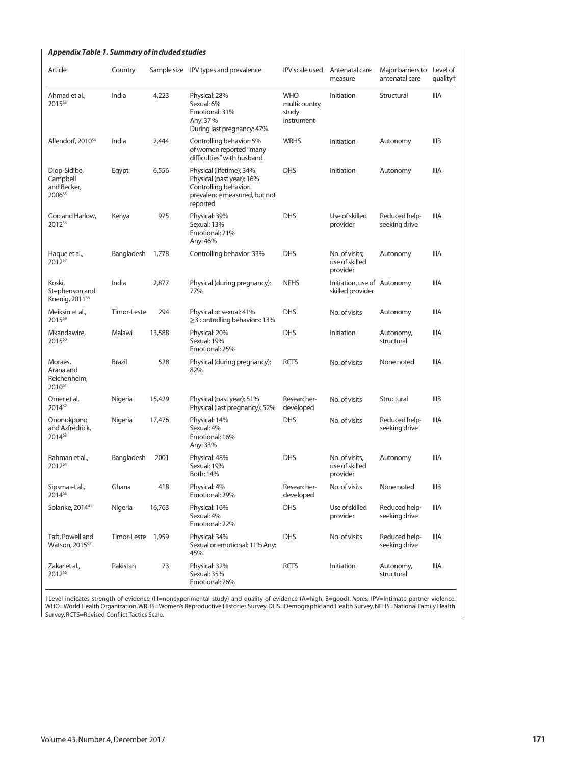***Appendix Table 1. Summary of included studies***

| Article | Country | Sample size | IPV types and prevalence | IPV scale used | Antenatal care measure | Major barriers to antenatal care | Level of quality† |
|---|---|---|---|---|---|---|---|
| Ahmad et al., 2015[53] | India | 4,223 | Physical: 28%<br>Sexual: 6%<br>Emotional: 31%<br>Any: 37 %<br>During last pregnancy: 47% | WHO multicountry study instrument | Initiation | Structural | IIIA |
| Allendorf, 2010[54] | India | 2,444 | Controlling behavior: 5% of women reported "many difficulties" with husband | WRHS | Initiation | Autonomy | IIIB |
| Diop-Sidibe, Campbell and Becker, 2006[55] | Egypt | 6,556 | Physical (lifetime): 34%<br>Physical (past year): 16%<br>Controlling behavior: prevalence measured, but not reported | DHS | Initiation | Autonomy | IIIA |
| Goo and Harlow, 2012[56] | Kenya | 975 | Physical: 39%<br>Sexual: 13%<br>Emotional: 21%<br>Any: 46% | DHS | Use of skilled provider | Reduced help-seeking drive | IIIA |
| Haque et al., 2012[57] | Bangladesh | 1,778 | Controlling behavior: 33% | DHS | No. of visits; use of skilled provider | Autonomy | IIIA |
| Koski, Stephenson and Koenig, 2011[58] | India | 2,877 | Physical (during pregnancy): 77% | NFHS | Initiation, use of skilled provider | Autonomy | IIIA |
| Meiksin et al., 2015[59] | Timor-Leste | 294 | Physical or sexual: 41%<br>≥3 controlling behaviors: 13% | DHS | No. of visits | Autonomy | IIIA |
| Mkandawire, 2015[60] | Malawi | 13,588 | Physical: 20%<br>Sexual: 19%<br>Emotional: 25% | DHS | Initiation | Autonomy, structural | IIIA |
| Moraes, Arana and Reichenheim, 2010[61] | Brazil | 528 | Physical (during pregnancy): 82% | RCTS | No. of visits | None noted | IIIA |
| Omer et al, 2014[62] | Nigeria | 15,429 | Physical (past year): 51%<br>Physical (last pregnancy): 52% | Researcher-developed | No. of visits | Structural | IIIB |
| Ononokpono and Azfredrick, 2014[63] | Nigeria | 17,476 | Physical: 14%<br>Sexual: 4%<br>Emotional: 16%<br>Any: 33% | DHS | No. of visits | Reduced help-seeking drive | IIIA |
| Rahman et al., 2012[64] | Bangladesh | 2001 | Physical: 48%<br>Sexual: 19%<br>Both: 14% | DHS | No. of visits, use of skilled provider | Autonomy | IIIA |
| Sipsma et al., 2014[65] | Ghana | 418 | Physical: 4%<br>Emotional: 29% | Researcher-developed | No. of visits | None noted | IIIB |
| Solanke, 2014[41] | Nigeria | 16,763 | Physical: 16%<br>Sexual: 4%<br>Emotional: 22% | DHS | Use of skilled provider | Reduced help-seeking drive | IIIA |
| Taft, Powell and Watson, 2015[67] | Timor-Leste | 1,959 | Physical: 34%<br>Sexual or emotional: 11% Any: 45% | DHS | No. of visits | Reduced help-seeking drive | IIIA |
| Zakar et al., 2012[66] | Pakistan | 73 | Physical: 32%<br>Sexual: 35%<br>Emotional: 76% | RCTS | Initiation | Autonomy, structural | IIIA |

†Level indicates strength of evidence (III=nonexperimental study) and quality of evidence (A=high, B=good). *Notes:* IPV=Intimate partner violence. WHO=World Health Organization. WRHS=Women's Reproductive Histories Survey. DHS=Demographic and Health Survey. NFHS=National Family Health Survey. RCTS=Revised Conflict Tactics Scale.